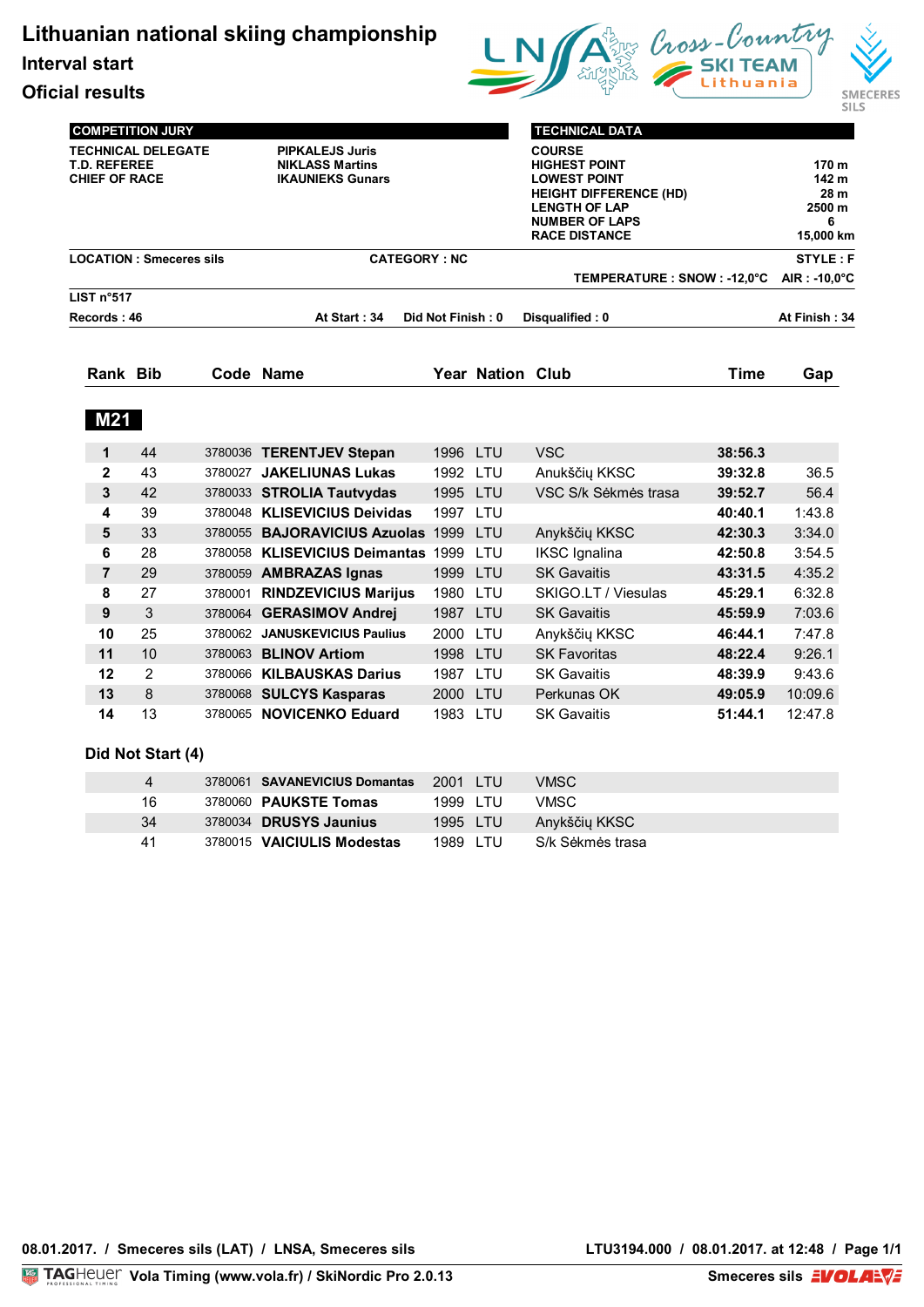# Lithuanian national skiing championship

## Interval start

## Oficial results

| COMPETITION JURY | |
|---|---|
| TECHNICAL DELEGATE | PIPKALEJS Juris |
| T.D. REFEREE | NIKLASS Martins |
| CHIEF OF RACE | IKAUNIEKS Gunars |

| TECHNICAL DATA | |
|---|---|
| COURSE | |
| HIGHEST POINT | 170 m |
| LOWEST POINT | 142 m |
| HEIGHT DIFFERENCE (HD) | 28 m |
| LENGTH OF LAP | 2500 m |
| NUMBER OF LAPS | 6 |
| RACE DISTANCE | 15,000 km |

**LOCATION : Smeceres sils** **CATEGORY : NC** **STYLE : F**

**TEMPERATURE : SNOW : -12,0°C AIR : -10,0°C**

**LIST n°517**

**Records : 46** **At Start : 34** **Did Not Finish : 0** **Disqualified : 0** **At Finish : 34**

### M21

| Rank | Bib | Code | Name | Year | Nation | Club | Time | Gap |
|---|---|---|---|---|---|---|---|---|
| 1 | 44 | 3780036 | **TERENTJEV Stepan** | 1996 | LTU | VSC | **38:56.3** | |
| 2 | 43 | 3780027 | **JAKELIUNAS Lukas** | 1992 | LTU | Anukščių KKSC | **39:32.8** | 36.5 |
| 3 | 42 | 3780033 | **STROLIA Tautvydas** | 1995 | LTU | VSC S/k Sėkmės trasa | **39:52.7** | 56.4 |
| 4 | 39 | 3780048 | **KLISEVICIUS Deividas** | 1997 | LTU | | **40:40.1** | 1:43.8 |
| 5 | 33 | 3780055 | **BAJORAVICIUS Azuolas** | 1999 | LTU | Anykščių KKSC | **42:30.3** | 3:34.0 |
| 6 | 28 | 3780058 | **KLISEVICIUS Deimantas** | 1999 | LTU | IKSC Ignalina | **42:50.8** | 3:54.5 |
| 7 | 29 | 3780059 | **AMBRAZAS Ignas** | 1999 | LTU | SK Gavaitis | **43:31.5** | 4:35.2 |
| 8 | 27 | 3780001 | **RINDZEVICIUS Marijus** | 1980 | LTU | SKIGO.LT / Viesulas | **45:29.1** | 6:32.8 |
| 9 | 3 | 3780064 | **GERASIMOV Andrej** | 1987 | LTU | SK Gavaitis | **45:59.9** | 7:03.6 |
| 10 | 25 | 3780062 | **JANUSKEVICIUS Paulius** | 2000 | LTU | Anykščių KKSC | **46:44.1** | 7:47.8 |
| 11 | 10 | 3780063 | **BLINOV Artiom** | 1998 | LTU | SK Favoritas | **48:22.4** | 9:26.1 |
| 12 | 2 | 3780066 | **KILBAUSKAS Darius** | 1987 | LTU | SK Gavaitis | **48:39.9** | 9:43.6 |
| 13 | 8 | 3780068 | **SULCYS Kasparas** | 2000 | LTU | Perkunas OK | **49:05.9** | 10:09.6 |
| 14 | 13 | 3780065 | **NOVICENKO Eduard** | 1983 | LTU | SK Gavaitis | **51:44.1** | 12:47.8 |

### Did Not Start (4)

| Bib | Code | Name | Year | Nation | Club |
|---|---|---|---|---|---|
| 4 | 3780061 | **SAVANEVICIUS Domantas** | 2001 | LTU | VMSC |
| 16 | 3780060 | **PAUKSTE Tomas** | 1999 | LTU | VMSC |
| 34 | 3780034 | **DRUSYS Jaunius** | 1995 | LTU | Anykščių KKSC |
| 41 | 3780015 | **VAICIULIS Modestas** | 1989 | LTU | S/k Sėkmės trasa |

**08.01.2017. / Smeceres sils (LAT) / LNSA, Smeceres sils** **LTU3194.000 / 08.01.2017. at 12:48**

TAGHeuer Vola Timing (www.vola.fr) / SkiNordic Pro 2.0.13 — Smeceres sils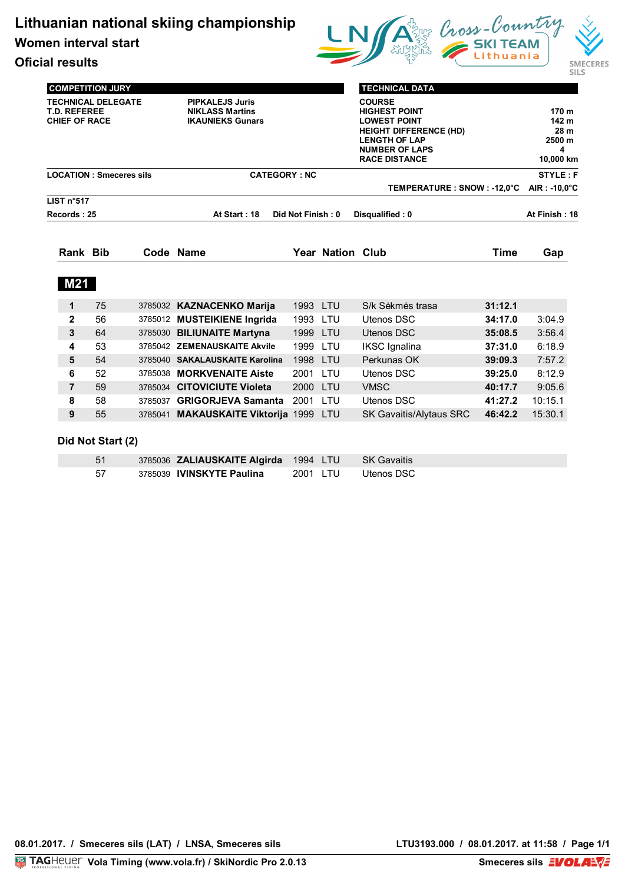# Lithuanian national skiing championship

## Women interval start

## Oficial results

| COMPETITION JURY | |
|---|---|
| TECHNICAL DELEGATE | PIPKALEJS Juris |
| T.D. REFEREE | NIKLASS Martins |
| CHIEF OF RACE | IKAUNIEKS Gunars |

| TECHNICAL DATA | |
|---|---|
| COURSE | |
| HIGHEST POINT | 170 m |
| LOWEST POINT | 142 m |
| HEIGHT DIFFERENCE (HD) | 28 m |
| LENGTH OF LAP | 2500 m |
| NUMBER OF LAPS | 4 |
| RACE DISTANCE | 10,000 km |

**LOCATION : Smeceres sils** **CATEGORY : NC** **STYLE : F**

**TEMPERATURE : SNOW : -12,0°C AIR : -10,0°C**

**LIST n°517**

**Records : 25** **At Start : 18** **Did Not Finish : 0** **Disqualified : 0** **At Finish : 18**

### M21

| Rank | Bib | Code | Name | Year | Nation | Club | Time | Gap |
|---|---|---|---|---|---|---|---|---|
| 1 | 75 | 3785032 | **KAZNACENKO Marija** | 1993 | LTU | S/k Sėkmės trasa | **31:12.1** | |
| 2 | 56 | 3785012 | **MUSTEIKIENE Ingrida** | 1993 | LTU | Utenos DSC | **34:17.0** | 3:04.9 |
| 3 | 64 | 3785030 | **BILIUNAITE Martyna** | 1999 | LTU | Utenos DSC | **35:08.5** | 3:56.4 |
| 4 | 53 | 3785042 | **ZEMENAUSKAITE Akvile** | 1999 | LTU | IKSC Ignalina | **37:31.0** | 6:18.9 |
| 5 | 54 | 3785040 | **SAKALAUSKAITE Karolina** | 1998 | LTU | Perkunas OK | **39:09.3** | 7:57.2 |
| 6 | 52 | 3785038 | **MORKVENAITE Aiste** | 2001 | LTU | Utenos DSC | **39:25.0** | 8:12.9 |
| 7 | 59 | 3785034 | **CITOVICIUTE Violeta** | 2000 | LTU | VMSC | **40:17.7** | 9:05.6 |
| 8 | 58 | 3785037 | **GRIGORJEVA Samanta** | 2001 | LTU | Utenos DSC | **41:27.2** | 10:15.1 |
| 9 | 55 | 3785041 | **MAKAUSKAITE Viktorija** | 1999 | LTU | SK Gavaitis/Alytaus SRC | **46:42.2** | 15:30.1 |

### Did Not Start (2)

| Bib | Code | Name | Year | Nation | Club |
|---|---|---|---|---|---|
| 51 | 3785036 | **ZALIAUSKAITE Algirda** | 1994 | LTU | SK Gavaitis |
| 57 | 3785039 | **IVINSKYTE Paulina** | 2001 | LTU | Utenos DSC |

08.01.2017. / Smeceres sils (LAT) / LNSA, Smeceres sils — LTU3193.000 / 08.01.2017. at 11:58

Vola Timing (www.vola.fr) / SkiNordic Pro 2.0.13 — Smeceres sils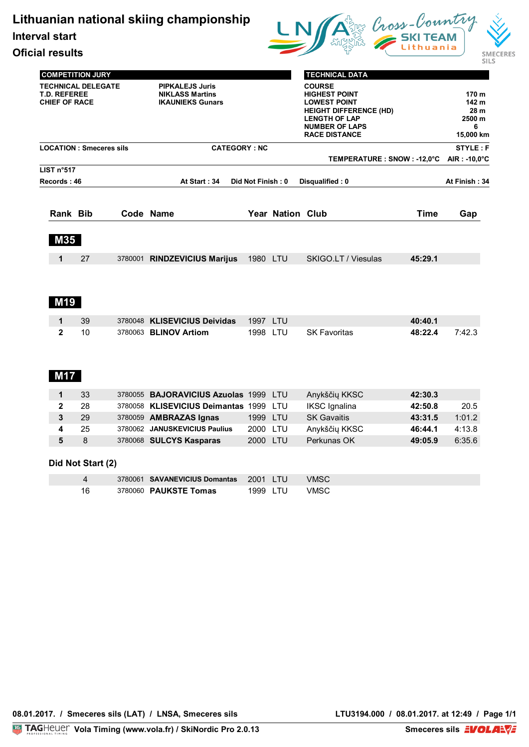# Lithuanian national skiing championship

## Interval start

## Oficial results

| COMPETITION JURY | |
|---|---|
| TECHNICAL DELEGATE | PIPKALEJS Juris |
| T.D. REFEREE | NIKLASS Martins |
| CHIEF OF RACE | IKAUNIEKS Gunars |

| TECHNICAL DATA | |
|---|---|
| COURSE | |
| HIGHEST POINT | 170 m |
| LOWEST POINT | 142 m |
| HEIGHT DIFFERENCE (HD) | 28 m |
| LENGTH OF LAP | 2500 m |
| NUMBER OF LAPS | 6 |
| RACE DISTANCE | 15,000 km |

**LOCATION : Smeceres sils** **CATEGORY : NC** **STYLE : F**

**TEMPERATURE : SNOW : -12,0°C AIR : -10,0°C**

**LIST n°517**

**Records : 46** **At Start : 34** **Did Not Finish : 0** **Disqualified : 0** **At Finish : 34**

| Rank | Bib | Code | Name | Year | Nation | Club | Time | Gap |
|---|---|---|---|---|---|---|---|---|
| **M35** | | | | | | | | |
| 1 | 27 | 3780001 | **RINDZEVICIUS Marijus** | 1980 | LTU | SKIGO.LT / Viesulas | **45:29.1** | |
| **M19** | | | | | | | | |
| 1 | 39 | 3780048 | **KLISEVICIUS Deividas** | 1997 | LTU | | **40:40.1** | |
| 2 | 10 | 3780063 | **BLINOV Artiom** | 1998 | LTU | SK Favoritas | **48:22.4** | 7:42.3 |
| **M17** | | | | | | | | |
| 1 | 33 | 3780055 | **BAJORAVICIUS Azuolas** | 1999 | LTU | Anykščių KKSC | **42:30.3** | |
| 2 | 28 | 3780058 | **KLISEVICIUS Deimantas** | 1999 | LTU | IKSC Ignalina | **42:50.8** | 20.5 |
| 3 | 29 | 3780059 | **AMBRAZAS Ignas** | 1999 | LTU | SK Gavaitis | **43:31.5** | 1:01.2 |
| 4 | 25 | 3780062 | **JANUSKEVICIUS Paulius** | 2000 | LTU | Anykščių KKSC | **46:44.1** | 4:13.8 |
| 5 | 8 | 3780068 | **SULCYS Kasparas** | 2000 | LTU | Perkunas OK | **49:05.9** | 6:35.6 |

**Did Not Start (2)**

| Rank | Bib | Code | Name | Year | Nation | Club | Time | Gap |
|---|---|---|---|---|---|---|---|---|
| | 4 | 3780061 | **SAVANEVICIUS Domantas** | 2001 | LTU | VMSC | | |
| | 16 | 3780060 | **PAUKSTE Tomas** | 1999 | LTU | VMSC | | |

**08.01.2017. / Smeceres sils (LAT) / LNSA, Smeceres sils** **LTU3194.000 / 08.01.2017. at 12:49**

Vola Timing (www.vola.fr) / SkiNordic Pro 2.0.13 Smeceres sils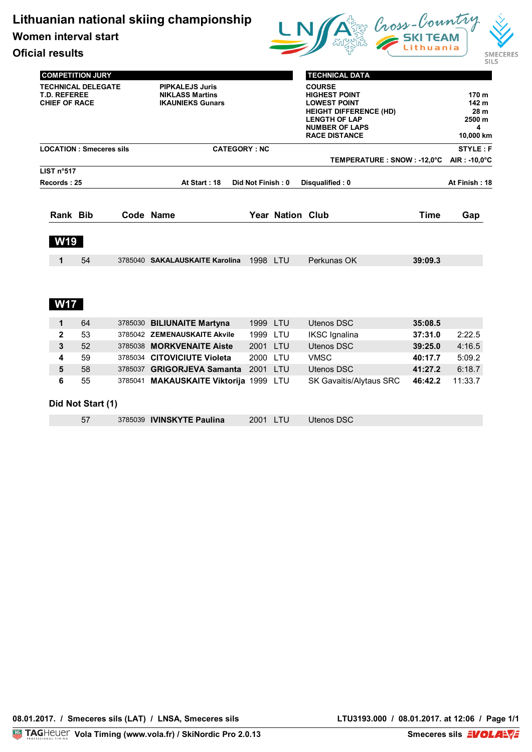# Lithuanian national skiing championship

## Women interval start

## Oficial results

| COMPETITION JURY | |
|---|---|
| TECHNICAL DELEGATE | PIPKALEJS Juris |
| T.D. REFEREE | NIKLASS Martins |
| CHIEF OF RACE | IKAUNIEKS Gunars |

| TECHNICAL DATA | |
|---|---|
| COURSE | |
| HIGHEST POINT | 170 m |
| LOWEST POINT | 142 m |
| HEIGHT DIFFERENCE (HD) | 28 m |
| LENGTH OF LAP | 2500 m |
| NUMBER OF LAPS | 4 |
| RACE DISTANCE | 10,000 km |

LOCATION : Smeceres sils    CATEGORY : NC    STYLE : F

TEMPERATURE : SNOW : -12,0°C   AIR : -10,0°C

LIST n°517

Records : 25    At Start : 18    Did Not Finish : 0    Disqualified : 0    At Finish : 18

### W19

| Rank | Bib | Code | Name | Year | Nation | Club | Time | Gap |
|---|---|---|---|---|---|---|---|---|
| 1 | 54 | 3785040 | **SAKALAUSKAITE Karolina** | 1998 | LTU | Perkunas OK | **39:09.3** | |

### W17

| Rank | Bib | Code | Name | Year | Nation | Club | Time | Gap |
|---|---|---|---|---|---|---|---|---|
| 1 | 64 | 3785030 | **BILIUNAITE Martyna** | 1999 | LTU | Utenos DSC | **35:08.5** | |
| 2 | 53 | 3785042 | **ZEMENAUSKAITE Akvile** | 1999 | LTU | IKSC Ignalina | **37:31.0** | 2:22.5 |
| 3 | 52 | 3785038 | **MORKVENAITE Aiste** | 2001 | LTU | Utenos DSC | **39:25.0** | 4:16.5 |
| 4 | 59 | 3785034 | **CITOVICIUTE Violeta** | 2000 | LTU | VMSC | **40:17.7** | 5:09.2 |
| 5 | 58 | 3785037 | **GRIGORJEVA Samanta** | 2001 | LTU | Utenos DSC | **41:27.2** | 6:18.7 |
| 6 | 55 | 3785041 | **MAKAUSKAITE Viktorija** | 1999 | LTU | SK Gavaitis/Alytaus SRC | **46:42.2** | 11:33.7 |

### Did Not Start (1)

| Rank | Bib | Code | Name | Year | Nation | Club | Time | Gap |
|---|---|---|---|---|---|---|---|---|
| | 57 | 3785039 | **IVINSKYTE Paulina** | 2001 | LTU | Utenos DSC | | |

08.01.2017. / Smeceres sils (LAT) / LNSA, Smeceres sils    LTU3193.000 / 08.01.2017. at 12:06

Vola Timing (www.vola.fr) / SkiNordic Pro 2.0.13    Smeceres sils